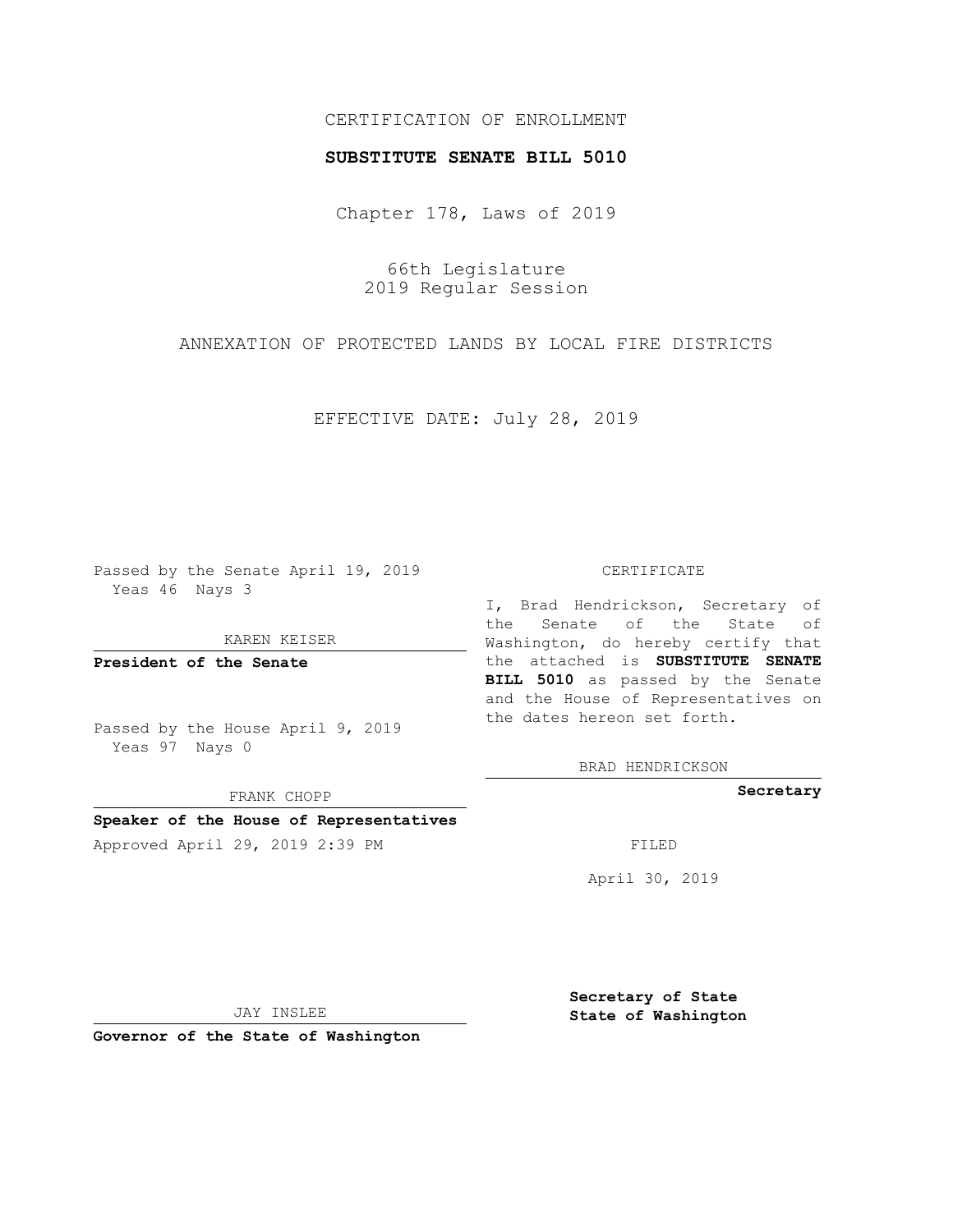CERTIFICATION OF ENROLLMENT

**SUBSTITUTE SENATE BILL 5010**

Chapter 178, Laws of 2019

66th Legislature
2019 Regular Session

ANNEXATION OF PROTECTED LANDS BY LOCAL FIRE DISTRICTS

EFFECTIVE DATE: July 28, 2019

Passed by the Senate April 19, 2019
Yeas 46 Nays 3

KAREN KEISER

**President of the Senate**

Passed by the House April 9, 2019
Yeas 97 Nays 0

FRANK CHOPP

**Speaker of the House of Representatives**

Approved April 29, 2019 2:39 PM

JAY INSLEE

**Governor of the State of Washington**

CERTIFICATE

I, Brad Hendrickson, Secretary of the Senate of the State of Washington, do hereby certify that the attached is **SUBSTITUTE SENATE BILL 5010** as passed by the Senate and the House of Representatives on the dates hereon set forth.

BRAD HENDRICKSON

**Secretary**

FILED

April 30, 2019

**Secretary of State**
**State of Washington**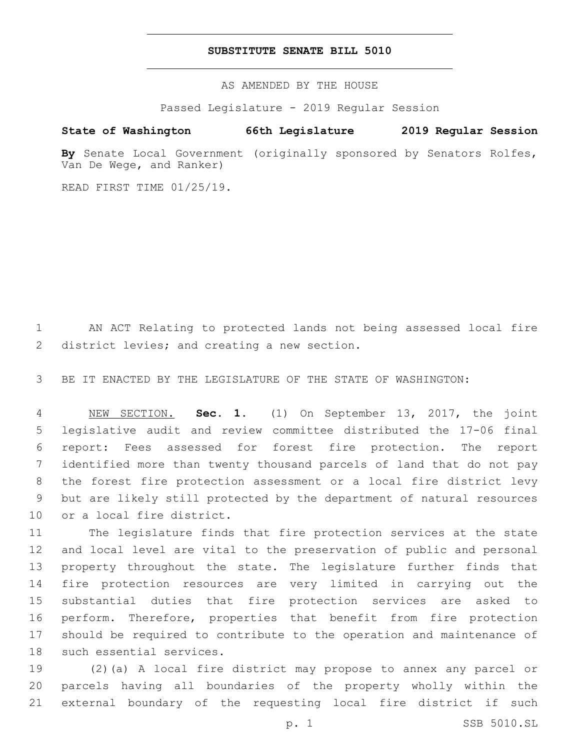# SUBSTITUTE SENATE BILL 5010

AS AMENDED BY THE HOUSE

Passed Legislature - 2019 Regular Session

**State of Washington 66th Legislature 2019 Regular Session**

**By** Senate Local Government (originally sponsored by Senators Rolfes, Van De Wege, and Ranker)

READ FIRST TIME 01/25/19.

AN ACT Relating to protected lands not being assessed local fire district levies; and creating a new section.

BE IT ENACTED BY THE LEGISLATURE OF THE STATE OF WASHINGTON:

NEW SECTION. **Sec. 1.** (1) On September 13, 2017, the joint legislative audit and review committee distributed the 17-06 final report: Fees assessed for forest fire protection. The report identified more than twenty thousand parcels of land that do not pay the forest fire protection assessment or a local fire district levy but are likely still protected by the department of natural resources or a local fire district.

The legislature finds that fire protection services at the state and local level are vital to the preservation of public and personal property throughout the state. The legislature further finds that fire protection resources are very limited in carrying out the substantial duties that fire protection services are asked to perform. Therefore, properties that benefit from fire protection should be required to contribute to the operation and maintenance of such essential services.

(2)(a) A local fire district may propose to annex any parcel or parcels having all boundaries of the property wholly within the external boundary of the requesting local fire district if such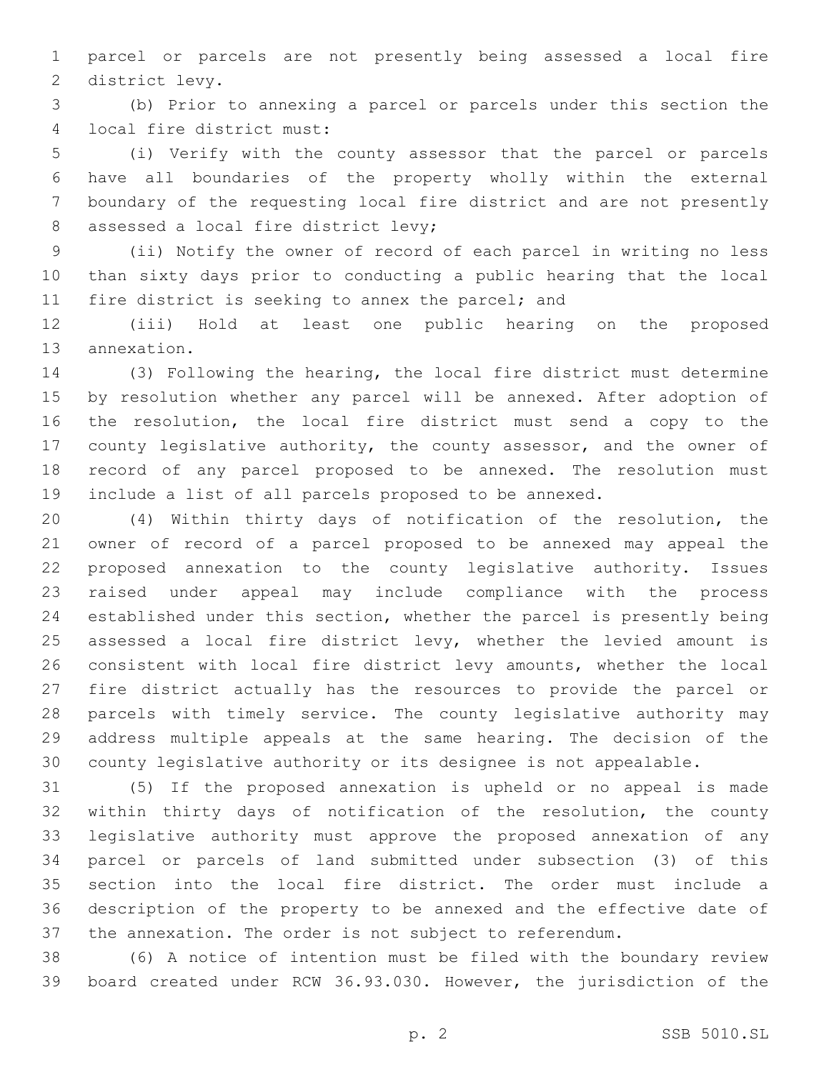parcel or parcels are not presently being assessed a local fire district levy.

(b) Prior to annexing a parcel or parcels under this section the local fire district must:

(i) Verify with the county assessor that the parcel or parcels have all boundaries of the property wholly within the external boundary of the requesting local fire district and are not presently assessed a local fire district levy;

(ii) Notify the owner of record of each parcel in writing no less than sixty days prior to conducting a public hearing that the local fire district is seeking to annex the parcel; and

(iii) Hold at least one public hearing on the proposed annexation.

(3) Following the hearing, the local fire district must determine by resolution whether any parcel will be annexed. After adoption of the resolution, the local fire district must send a copy to the county legislative authority, the county assessor, and the owner of record of any parcel proposed to be annexed. The resolution must include a list of all parcels proposed to be annexed.

(4) Within thirty days of notification of the resolution, the owner of record of a parcel proposed to be annexed may appeal the proposed annexation to the county legislative authority. Issues raised under appeal may include compliance with the process established under this section, whether the parcel is presently being assessed a local fire district levy, whether the levied amount is consistent with local fire district levy amounts, whether the local fire district actually has the resources to provide the parcel or parcels with timely service. The county legislative authority may address multiple appeals at the same hearing. The decision of the county legislative authority or its designee is not appealable.

(5) If the proposed annexation is upheld or no appeal is made within thirty days of notification of the resolution, the county legislative authority must approve the proposed annexation of any parcel or parcels of land submitted under subsection (3) of this section into the local fire district. The order must include a description of the property to be annexed and the effective date of the annexation. The order is not subject to referendum.

(6) A notice of intention must be filed with the boundary review board created under RCW 36.93.030. However, the jurisdiction of the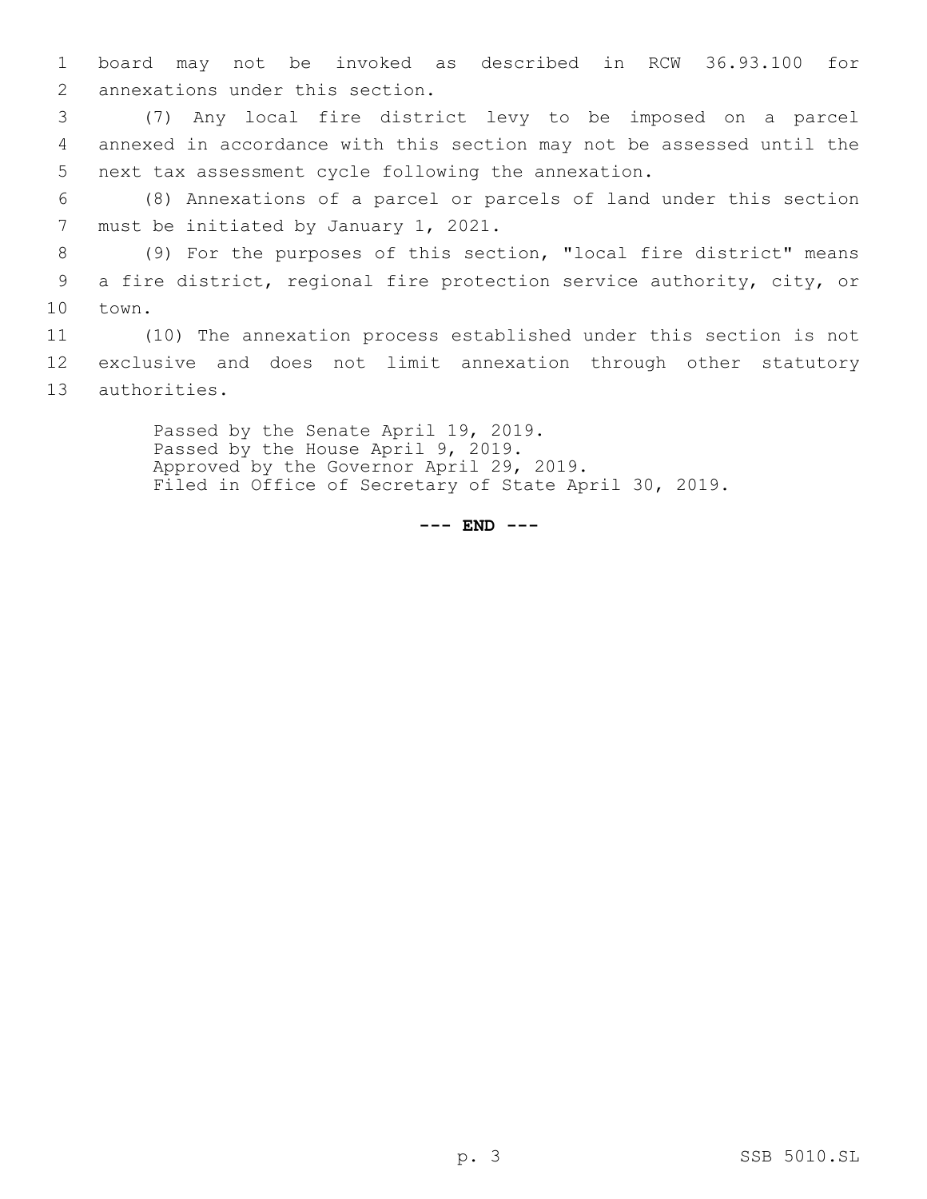board may not be invoked as described in RCW 36.93.100 for annexations under this section.

(7) Any local fire district levy to be imposed on a parcel annexed in accordance with this section may not be assessed until the next tax assessment cycle following the annexation.

(8) Annexations of a parcel or parcels of land under this section must be initiated by January 1, 2021.

(9) For the purposes of this section, "local fire district" means a fire district, regional fire protection service authority, city, or town.

(10) The annexation process established under this section is not exclusive and does not limit annexation through other statutory authorities.

Passed by the Senate April 19, 2019.
Passed by the House April 9, 2019.
Approved by the Governor April 29, 2019.
Filed in Office of Secretary of State April 30, 2019.

**--- END ---**